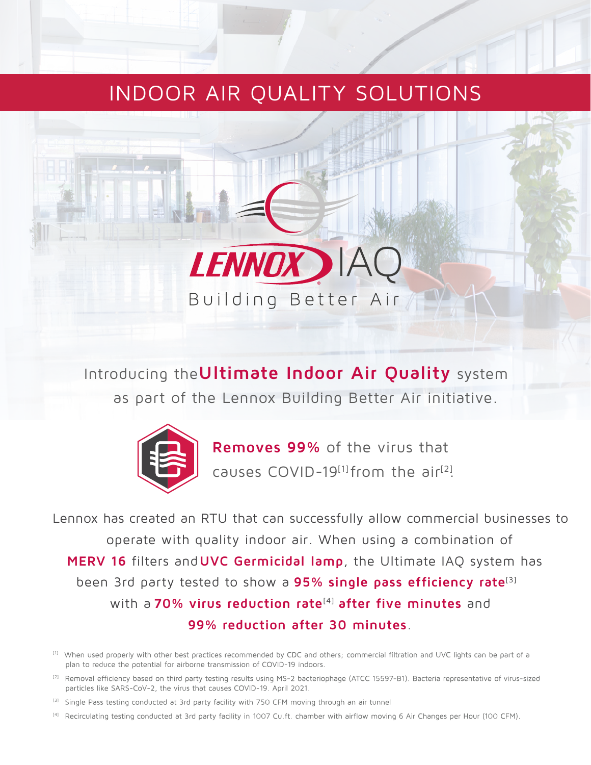# INDOOR AIR QUALITY SOLUTIONS

LENNOX IAQ

Building Better Air

Introducing the **Ultimate Indoor Air Quality** system as part of the Lennox Building Better Air initiative.

**Removes 99%** of the virus that causes COVID-19[1] from the air[2].

Lennox has created an RTU that can successfully allow commercial businesses to operate with quality indoor air. When using a combination of **MERV 16** filters and **UVC Germicidal lamp**, the Ultimate IAQ system has been 3rd party tested to show a **95% single pass efficiency rate**[3] with a **70% virus reduction rate**[4] **after five minutes** and **99% reduction after 30 minutes**.

[1] When used properly with other best practices recommended by CDC and others; commercial filtration and UVC lights can be part of a plan to reduce the potential for airborne transmission of COVID-19 indoors.

[2] Removal efficiency based on third party testing results using MS-2 bacteriophage (ATCC 15597-B1). Bacteria representative of virus-sized particles like SARS-CoV-2, the virus that causes COVID-19. April 2021.

[3] Single Pass testing conducted at 3rd party facility with 750 CFM moving through an air tunnel

[4] Recirculating testing conducted at 3rd party facility in 1007 Cu.ft. chamber with airflow moving 6 Air Changes per Hour (100 CFM).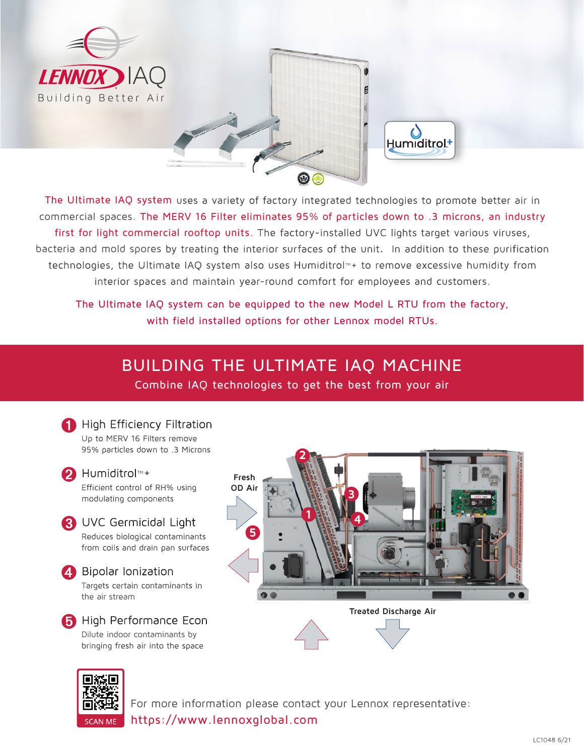LENNOX IAQ

Building Better Air

Humiditrol+

The Ultimate IAQ system uses a variety of factory integrated technologies to promote better air in commercial spaces. The MERV 16 Filter eliminates 95% of particles down to .3 microns, an industry first for light commercial rooftop units. The factory-installed UVC lights target various viruses, bacteria and mold spores by treating the interior surfaces of the unit. In addition to these purification technologies, the Ultimate IAQ system also uses Humiditrol™+ to remove excessive humidity from interior spaces and maintain year-round comfort for employees and customers.

The Ultimate IAQ system can be equipped to the new Model L RTU from the factory, with field installed options for other Lennox model RTUs.

## BUILDING THE ULTIMATE IAQ MACHINE

Combine IAQ technologies to get the best from your air

1. **High Efficiency Filtration**
   Up to MERV 16 Filters remove 95% particles down to .3 Microns

2. **Humiditrol™+**
   Efficient control of RH% using modulating components

3. **UVC Germicidal Light**
   Reduces biological contaminants from coils and drain pan surfaces

4. **Bipolar Ionization**
   Targets certain contaminants in the air stream

5. **High Performance Econ**
   Dilute indoor contaminants by bringing fresh air into the space

Fresh OD Air

Treated Discharge Air

SCAN ME

For more information please contact your Lennox representative:
https://www.lennoxglobal.com

LC1048 6/21